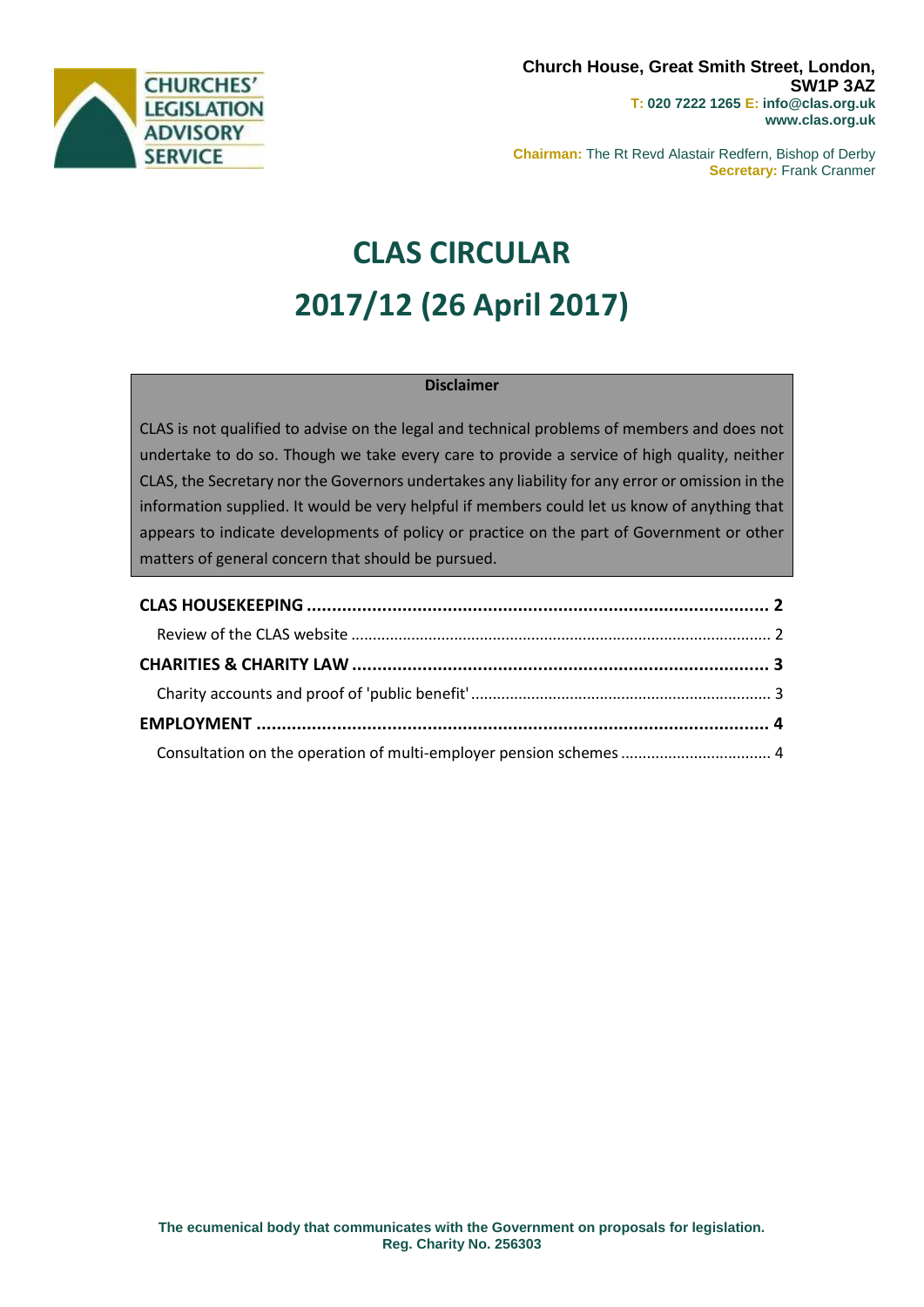CHURCHES' LEGISLATION ADVISORY SERVICE

**Church House, Great Smith Street, London, SW1P 3AZ**
**T: 020 7222 1265 E: info@clas.org.uk**
**www.clas.org.uk**

**Chairman:** The Rt Revd Alastair Redfern, Bishop of Derby
**Secretary:** Frank Cranmer

# CLAS CIRCULAR
# 2017/12 (26 April 2017)

**Disclaimer**

CLAS is not qualified to advise on the legal and technical problems of members and does not undertake to do so. Though we take every care to provide a service of high quality, neither CLAS, the Secretary nor the Governors undertakes any liability for any error or omission in the information supplied. It would be very helpful if members could let us know of anything that appears to indicate developments of policy or practice on the part of Government or other matters of general concern that should be pursued.

**CLAS HOUSEKEEPING** .......... 2
- Review of the CLAS website .......... 2

**CHARITIES & CHARITY LAW** .......... 3
- Charity accounts and proof of 'public benefit' .......... 3

**EMPLOYMENT** .......... 4
- Consultation on the operation of multi-employer pension schemes .......... 4

**The ecumenical body that communicates with the Government on proposals for legislation.**
**Reg. Charity No. 256303**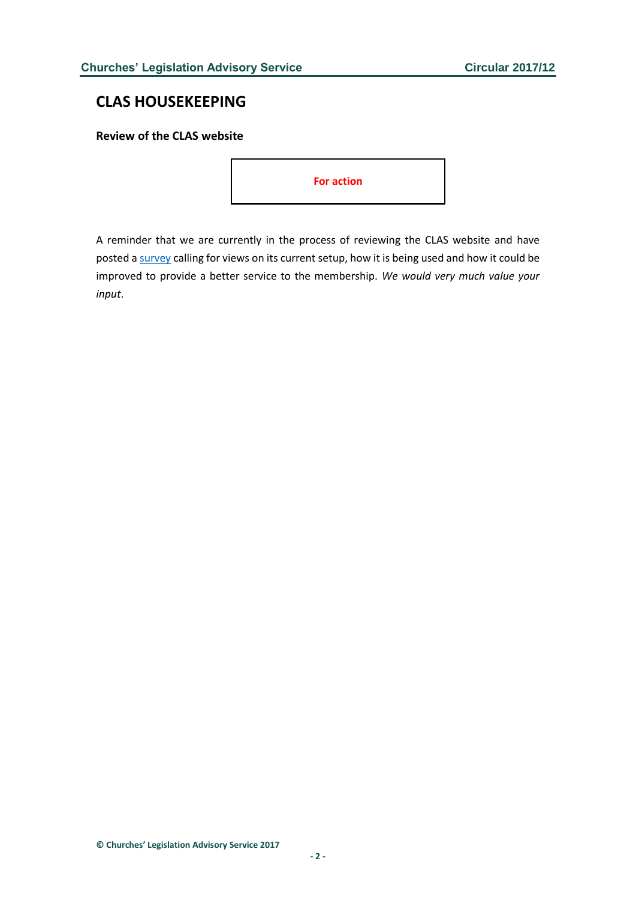## CLAS HOUSEKEEPING

### Review of the CLAS website

**For action**

A reminder that we are currently in the process of reviewing the CLAS website and have posted a survey calling for views on its current setup, how it is being used and how it could be improved to provide a better service to the membership. *We would very much value your input*.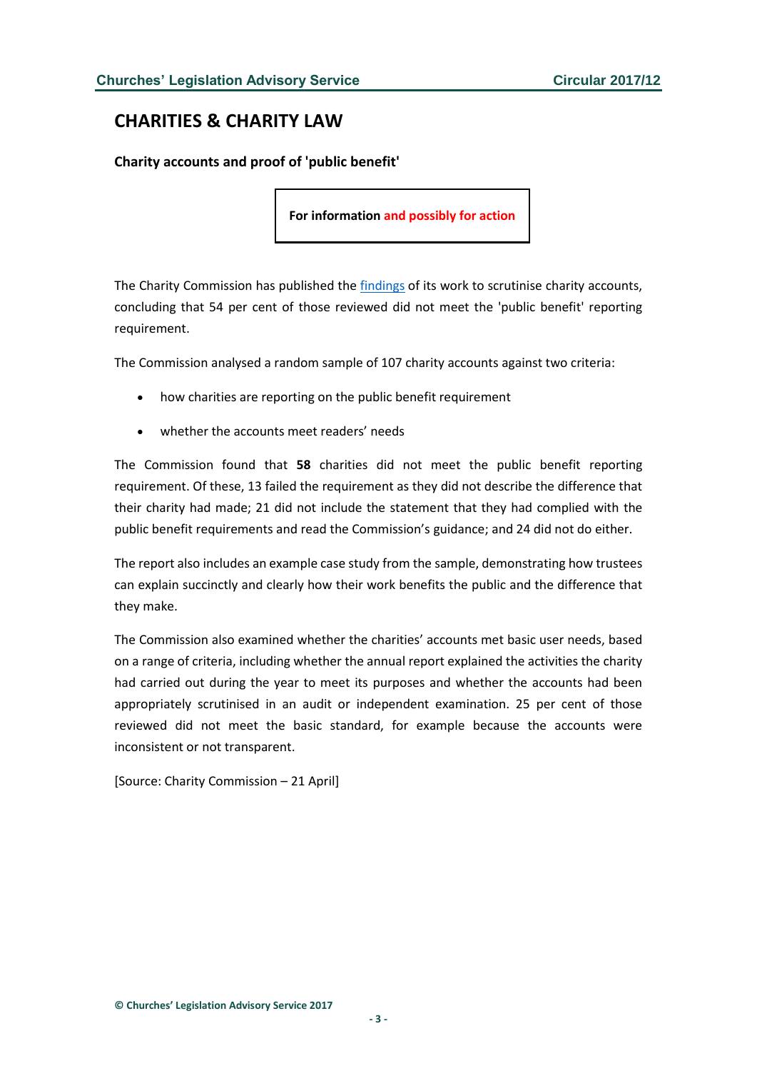# CHARITIES & CHARITY LAW

**Charity accounts and proof of 'public benefit'**

**For information and possibly for action**

The Charity Commission has published the findings of its work to scrutinise charity accounts, concluding that 54 per cent of those reviewed did not meet the 'public benefit' reporting requirement.

The Commission analysed a random sample of 107 charity accounts against two criteria:

- how charities are reporting on the public benefit requirement
- whether the accounts meet readers' needs

The Commission found that **58** charities did not meet the public benefit reporting requirement. Of these, 13 failed the requirement as they did not describe the difference that their charity had made; 21 did not include the statement that they had complied with the public benefit requirements and read the Commission's guidance; and 24 did not do either.

The report also includes an example case study from the sample, demonstrating how trustees can explain succinctly and clearly how their work benefits the public and the difference that they make.

The Commission also examined whether the charities' accounts met basic user needs, based on a range of criteria, including whether the annual report explained the activities the charity had carried out during the year to meet its purposes and whether the accounts had been appropriately scrutinised in an audit or independent examination. 25 per cent of those reviewed did not meet the basic standard, for example because the accounts were inconsistent or not transparent.

[Source: Charity Commission – 21 April]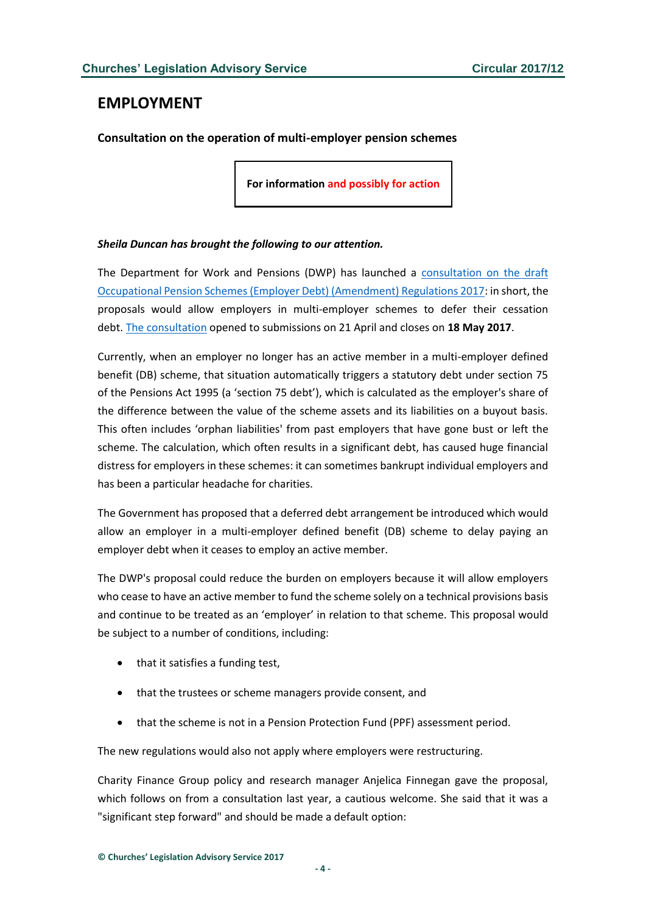# EMPLOYMENT

### Consultation on the operation of multi-employer pension schemes

**For information and possibly for action**

***Sheila Duncan has brought the following to our attention.***

The Department for Work and Pensions (DWP) has launched a consultation on the draft Occupational Pension Schemes (Employer Debt) (Amendment) Regulations 2017: in short, the proposals would allow employers in multi-employer schemes to defer their cessation debt. The consultation opened to submissions on 21 April and closes on **18 May 2017**.

Currently, when an employer no longer has an active member in a multi-employer defined benefit (DB) scheme, that situation automatically triggers a statutory debt under section 75 of the Pensions Act 1995 (a 'section 75 debt'), which is calculated as the employer's share of the difference between the value of the scheme assets and its liabilities on a buyout basis. This often includes 'orphan liabilities' from past employers that have gone bust or left the scheme. The calculation, which often results in a significant debt, has caused huge financial distress for employers in these schemes: it can sometimes bankrupt individual employers and has been a particular headache for charities.

The Government has proposed that a deferred debt arrangement be introduced which would allow an employer in a multi-employer defined benefit (DB) scheme to delay paying an employer debt when it ceases to employ an active member.

The DWP's proposal could reduce the burden on employers because it will allow employers who cease to have an active member to fund the scheme solely on a technical provisions basis and continue to be treated as an 'employer' in relation to that scheme. This proposal would be subject to a number of conditions, including:

- that it satisfies a funding test,
- that the trustees or scheme managers provide consent, and
- that the scheme is not in a Pension Protection Fund (PPF) assessment period.

The new regulations would also not apply where employers were restructuring.

Charity Finance Group policy and research manager Anjelica Finnegan gave the proposal, which follows on from a consultation last year, a cautious welcome. She said that it was a "significant step forward" and should be made a default option: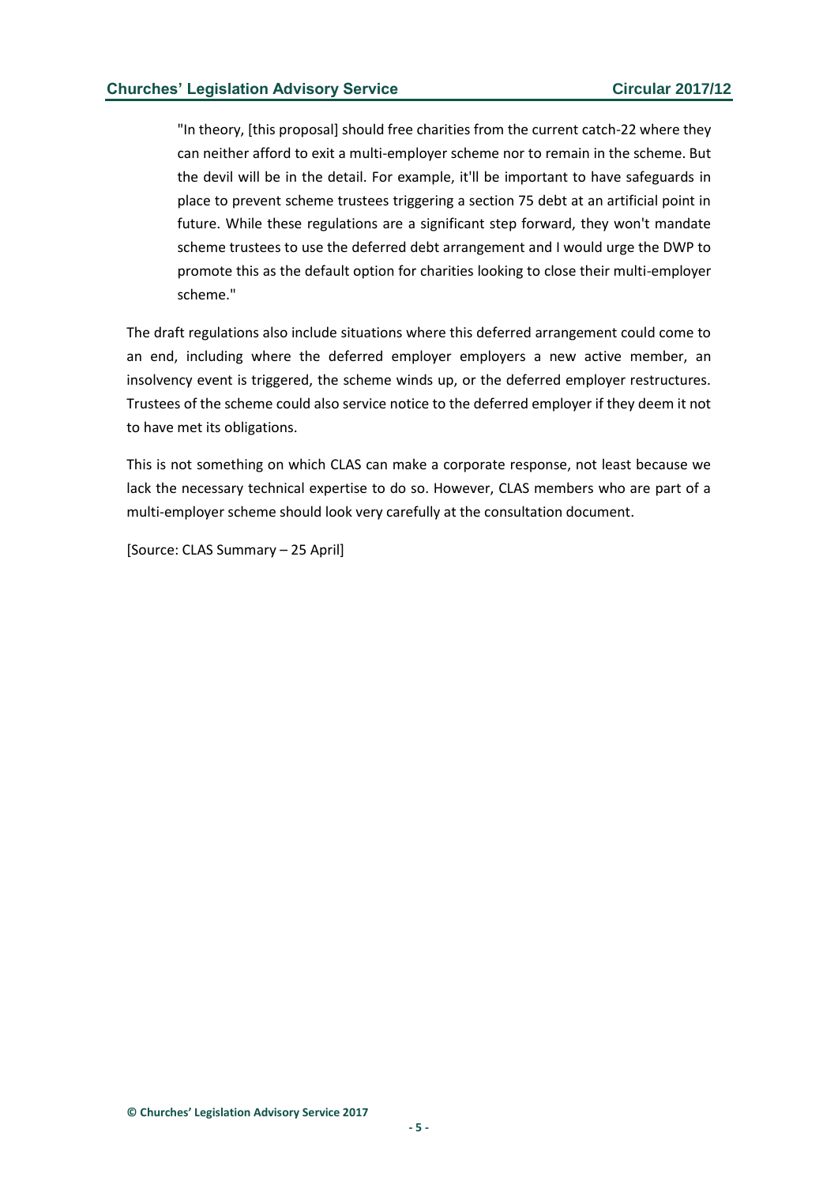> "In theory, [this proposal] should free charities from the current catch-22 where they can neither afford to exit a multi-employer scheme nor to remain in the scheme. But the devil will be in the detail. For example, it'll be important to have safeguards in place to prevent scheme trustees triggering a section 75 debt at an artificial point in future. While these regulations are a significant step forward, they won't mandate scheme trustees to use the deferred debt arrangement and I would urge the DWP to promote this as the default option for charities looking to close their multi-employer scheme."

The draft regulations also include situations where this deferred arrangement could come to an end, including where the deferred employer employers a new active member, an insolvency event is triggered, the scheme winds up, or the deferred employer restructures. Trustees of the scheme could also service notice to the deferred employer if they deem it not to have met its obligations.

This is not something on which CLAS can make a corporate response, not least because we lack the necessary technical expertise to do so. However, CLAS members who are part of a multi-employer scheme should look very carefully at the consultation document.

[Source: CLAS Summary – 25 April]